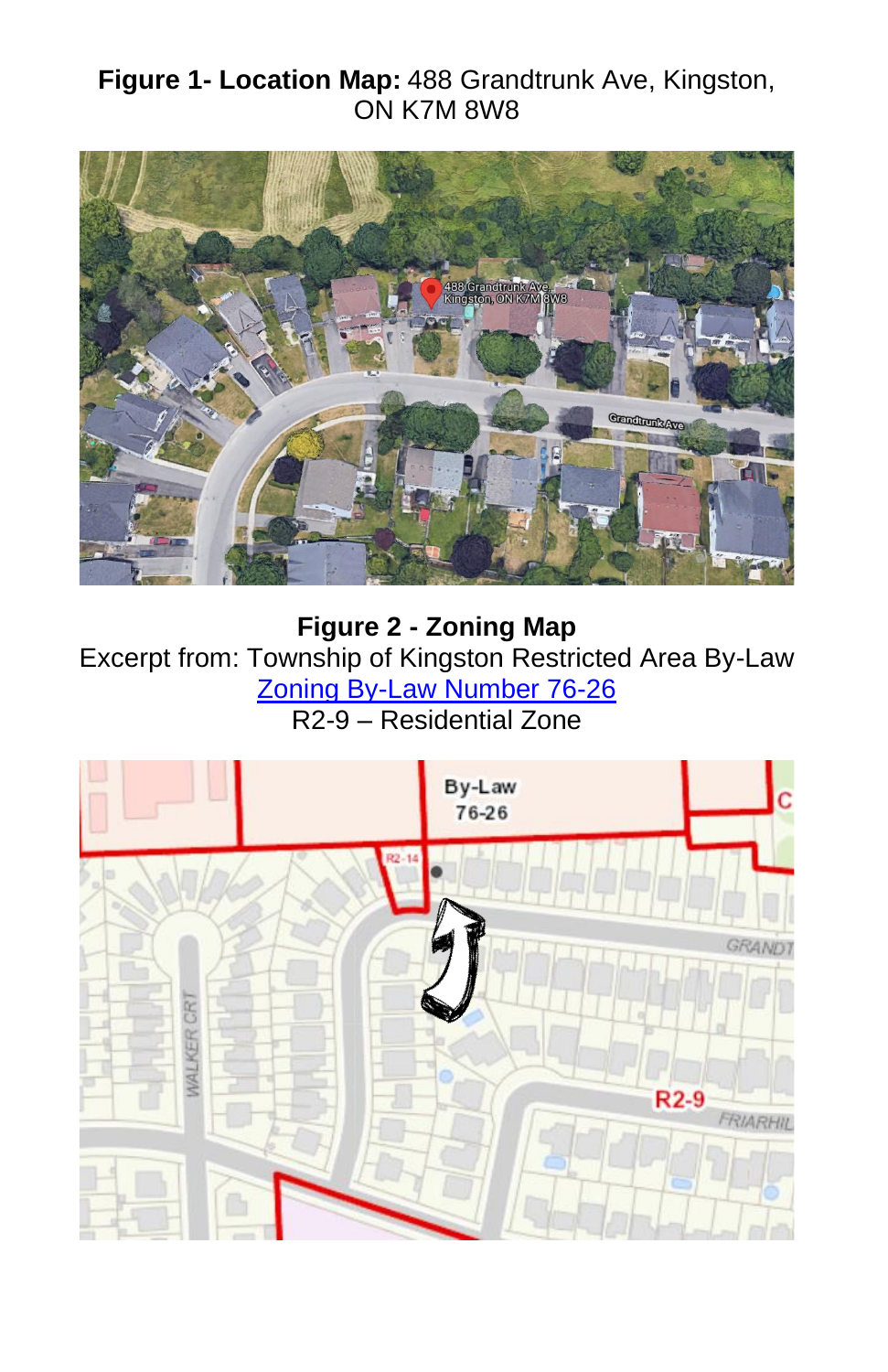**Figure 1- Location Map:** 488 Grandtrunk Ave, Kingston, ON K7M 8W8

**Figure 2 - Zoning Map**
Excerpt from: Township of Kingston Restricted Area By-Law
[Zoning By-Law Number 76-26]
R2-9 – Residential Zone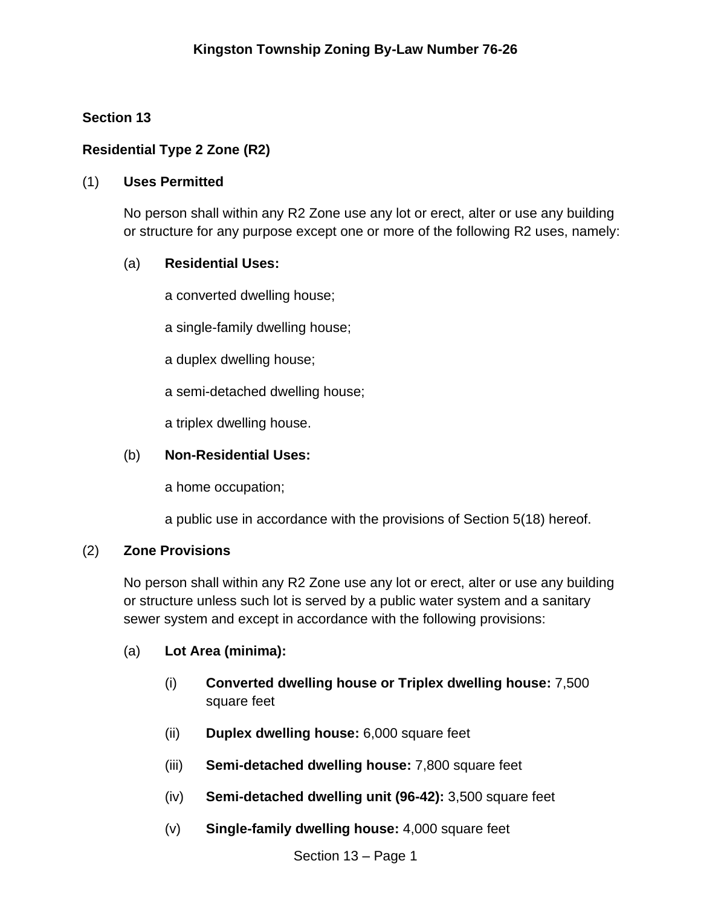## Section 13

## Residential Type 2 Zone (R2)

(1) **Uses Permitted**

No person shall within any R2 Zone use any lot or erect, alter or use any building or structure for any purpose except one or more of the following R2 uses, namely:

(a) **Residential Uses:**

a converted dwelling house;

a single-family dwelling house;

a duplex dwelling house;

a semi-detached dwelling house;

a triplex dwelling house.

(b) **Non-Residential Uses:**

a home occupation;

a public use in accordance with the provisions of Section 5(18) hereof.

(2) **Zone Provisions**

No person shall within any R2 Zone use any lot or erect, alter or use any building or structure unless such lot is served by a public water system and a sanitary sewer system and except in accordance with the following provisions:

(a) **Lot Area (minima):**

(i) **Converted dwelling house or Triplex dwelling house:** 7,500 square feet

(ii) **Duplex dwelling house:** 6,000 square feet

(iii) **Semi-detached dwelling house:** 7,800 square feet

(iv) **Semi-detached dwelling unit (96-42):** 3,500 square feet

(v) **Single-family dwelling house:** 4,000 square feet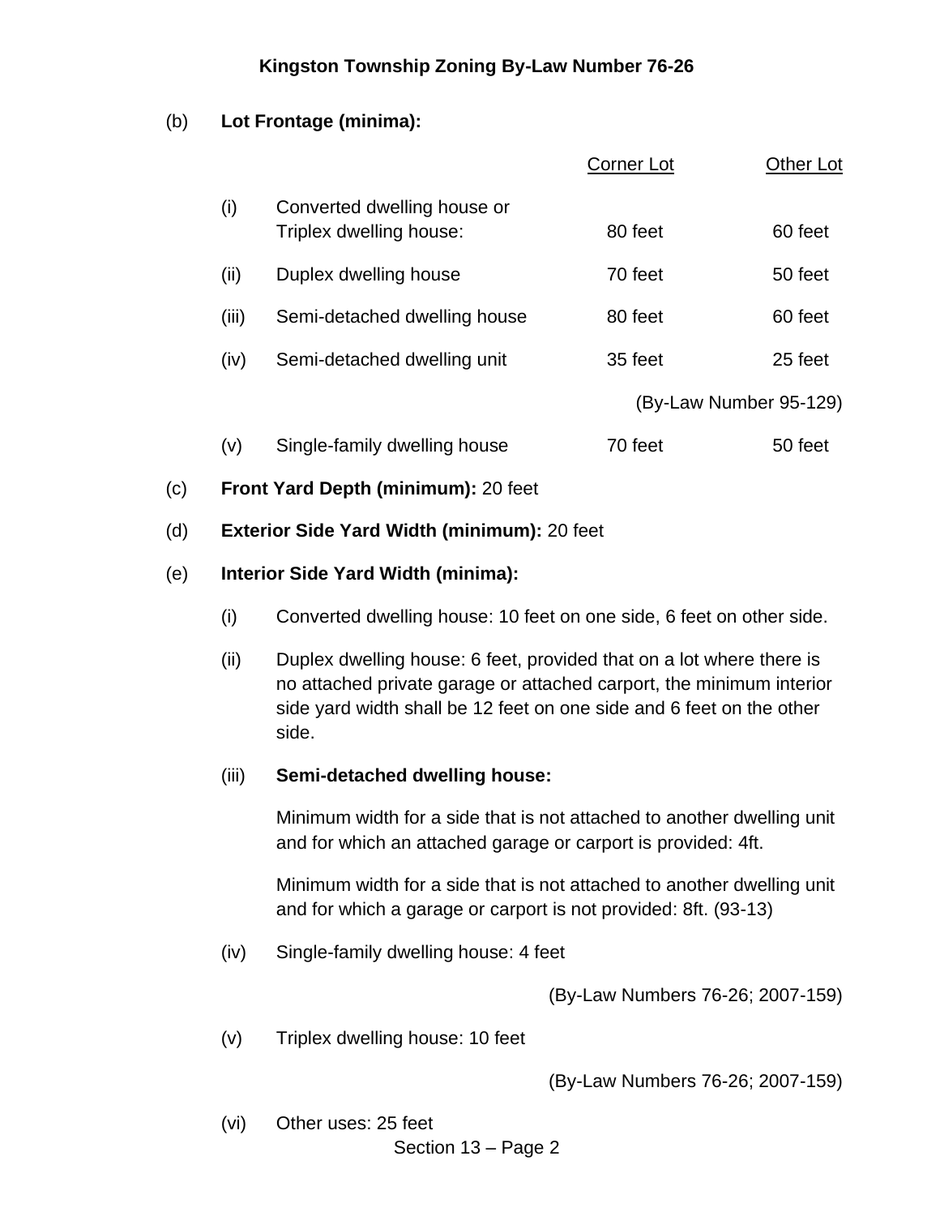(b) **Lot Frontage (minima):**

| | | Corner Lot | Other Lot |
|---|---|---|---|
| (i) | Converted dwelling house or Triplex dwelling house: | 80 feet | 60 feet |
| (ii) | Duplex dwelling house | 70 feet | 50 feet |
| (iii) | Semi-detached dwelling house | 80 feet | 60 feet |
| (iv) | Semi-detached dwelling unit | 35 feet | 25 feet |
| | | (By-Law Number 95-129) | |
| (v) | Single-family dwelling house | 70 feet | 50 feet |

(c) **Front Yard Depth (minimum):** 20 feet

(d) **Exterior Side Yard Width (minimum):** 20 feet

(e) **Interior Side Yard Width (minima):**

(i) Converted dwelling house: 10 feet on one side, 6 feet on other side.

(ii) Duplex dwelling house: 6 feet, provided that on a lot where there is no attached private garage or attached carport, the minimum interior side yard width shall be 12 feet on one side and 6 feet on the other side.

(iii) **Semi-detached dwelling house:**

Minimum width for a side that is not attached to another dwelling unit and for which an attached garage or carport is provided: 4ft.

Minimum width for a side that is not attached to another dwelling unit and for which a garage or carport is not provided: 8ft. (93-13)

(iv) Single-family dwelling house: 4 feet

(By-Law Numbers 76-26; 2007-159)

(v) Triplex dwelling house: 10 feet

(By-Law Numbers 76-26; 2007-159)

(vi) Other uses: 25 feet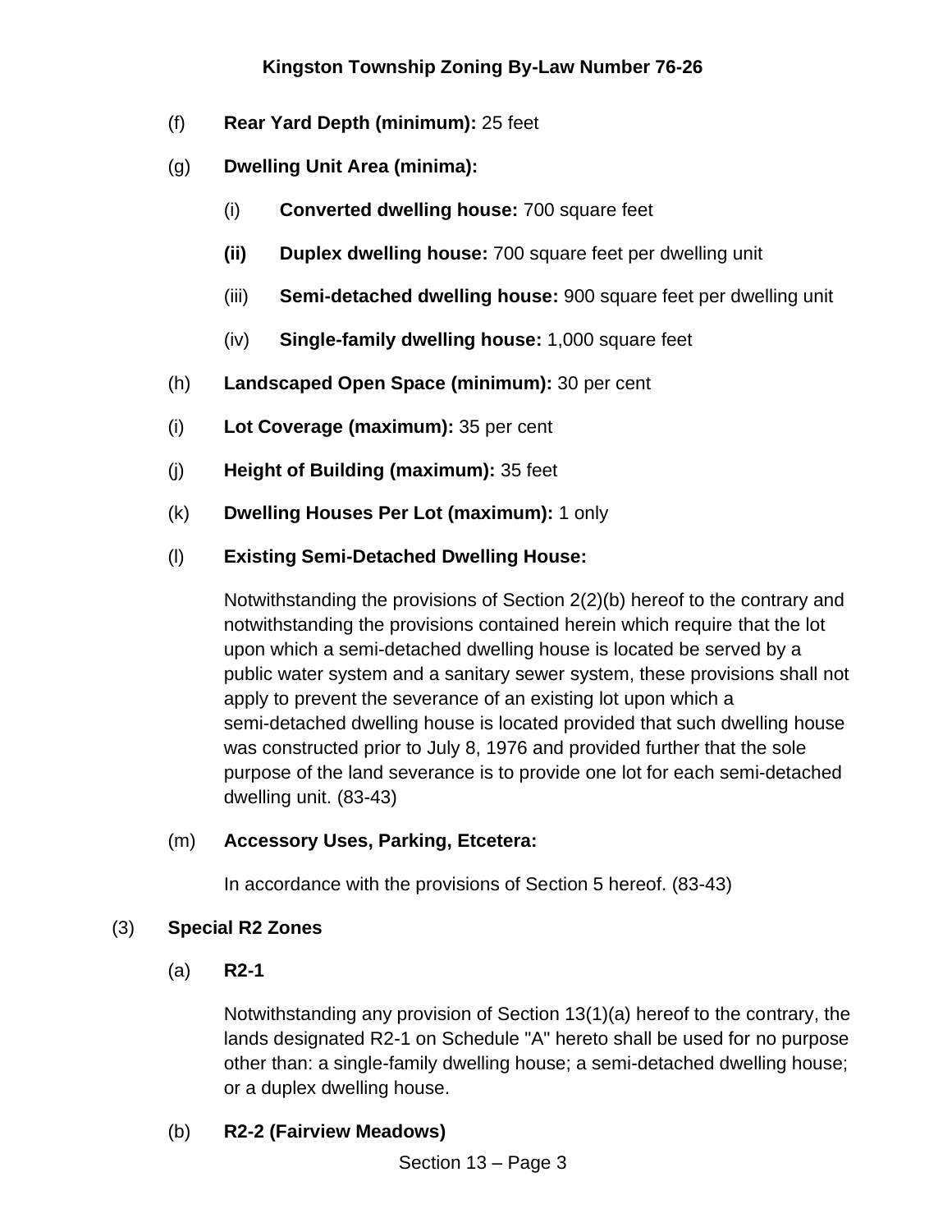(f) **Rear Yard Depth (minimum):** 25 feet

(g) **Dwelling Unit Area (minima):**

(i) **Converted dwelling house:** 700 square feet

**(ii)** **Duplex dwelling house:** 700 square feet per dwelling unit

(iii) **Semi-detached dwelling house:** 900 square feet per dwelling unit

(iv) **Single-family dwelling house:** 1,000 square feet

(h) **Landscaped Open Space (minimum):** 30 per cent

(i) **Lot Coverage (maximum):** 35 per cent

(j) **Height of Building (maximum):** 35 feet

(k) **Dwelling Houses Per Lot (maximum):** 1 only

(l) **Existing Semi-Detached Dwelling House:**

Notwithstanding the provisions of Section 2(2)(b) hereof to the contrary and notwithstanding the provisions contained herein which require that the lot upon which a semi-detached dwelling house is located be served by a public water system and a sanitary sewer system, these provisions shall not apply to prevent the severance of an existing lot upon which a semi-detached dwelling house is located provided that such dwelling house was constructed prior to July 8, 1976 and provided further that the sole purpose of the land severance is to provide one lot for each semi-detached dwelling unit. (83-43)

(m) **Accessory Uses, Parking, Etcetera:**

In accordance with the provisions of Section 5 hereof. (83-43)

(3) **Special R2 Zones**

(a) **R2-1**

Notwithstanding any provision of Section 13(1)(a) hereof to the contrary, the lands designated R2-1 on Schedule "A" hereto shall be used for no purpose other than: a single-family dwelling house; a semi-detached dwelling house; or a duplex dwelling house.

(b) **R2-2 (Fairview Meadows)**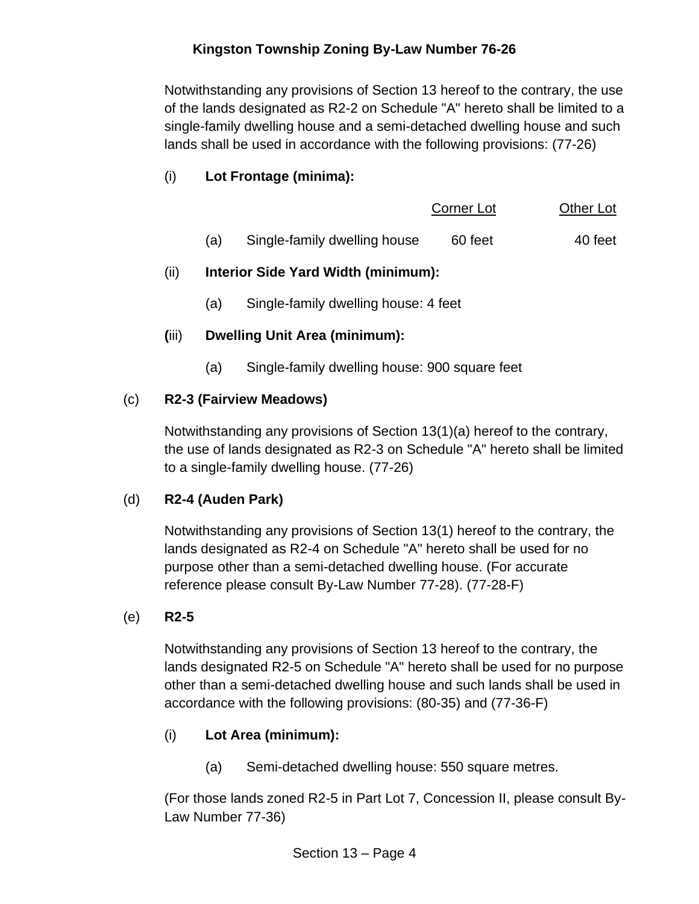Notwithstanding any provisions of Section 13 hereof to the contrary, the use of the lands designated as R2-2 on Schedule "A" hereto shall be limited to a single-family dwelling house and a semi-detached dwelling house and such lands shall be used in accordance with the following provisions: (77-26)

(i) **Lot Frontage (minima):**

| | | Corner Lot | Other Lot |
|---|---|---|---|
| (a) | Single-family dwelling house | 60 feet | 40 feet |

(ii) **Interior Side Yard Width (minimum):**

(a) Single-family dwelling house: 4 feet

(iii) **Dwelling Unit Area (minimum):**

(a) Single-family dwelling house: 900 square feet

(c) **R2-3 (Fairview Meadows)**

Notwithstanding any provisions of Section 13(1)(a) hereof to the contrary, the use of lands designated as R2-3 on Schedule "A" hereto shall be limited to a single-family dwelling house. (77-26)

(d) **R2-4 (Auden Park)**

Notwithstanding any provisions of Section 13(1) hereof to the contrary, the lands designated as R2-4 on Schedule "A" hereto shall be used for no purpose other than a semi-detached dwelling house. (For accurate reference please consult By-Law Number 77-28). (77-28-F)

(e) **R2-5**

Notwithstanding any provisions of Section 13 hereof to the contrary, the lands designated R2-5 on Schedule "A" hereto shall be used for no purpose other than a semi-detached dwelling house and such lands shall be used in accordance with the following provisions: (80-35) and (77-36-F)

(i) **Lot Area (minimum):**

(a) Semi-detached dwelling house: 550 square metres.

(For those lands zoned R2-5 in Part Lot 7, Concession II, please consult By-Law Number 77-36)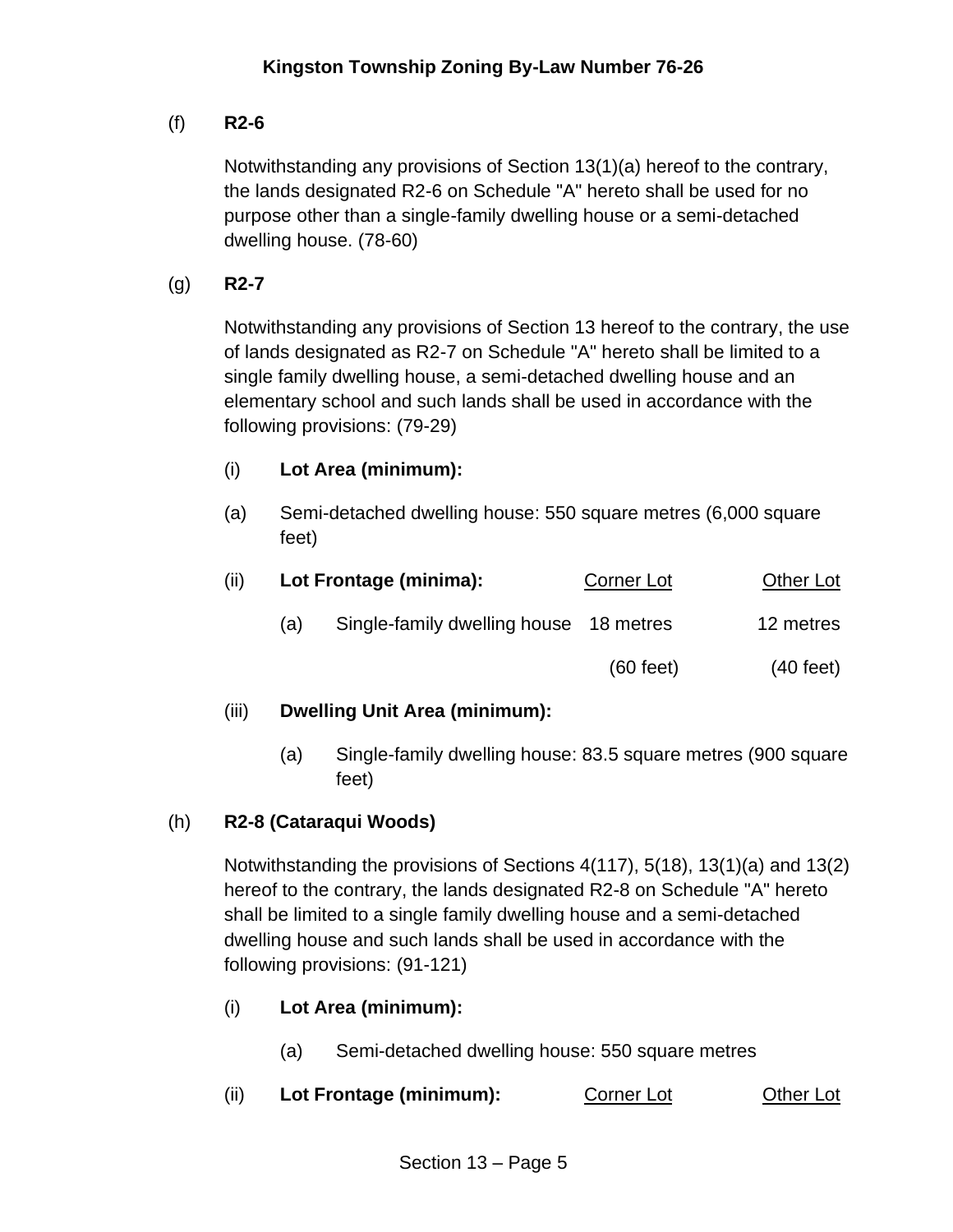(f) **R2-6**

Notwithstanding any provisions of Section 13(1)(a) hereof to the contrary, the lands designated R2-6 on Schedule "A" hereto shall be used for no purpose other than a single-family dwelling house or a semi-detached dwelling house. (78-60)

(g) **R2-7**

Notwithstanding any provisions of Section 13 hereof to the contrary, the use of lands designated as R2-7 on Schedule "A" hereto shall be limited to a single family dwelling house, a semi-detached dwelling house and an elementary school and such lands shall be used in accordance with the following provisions: (79-29)

(i) **Lot Area (minimum):**

(a) Semi-detached dwelling house: 550 square metres (6,000 square feet)

(ii) **Lot Frontage (minima):**

| | Corner Lot | Other Lot |
|---|---|---|
| (a) Single-family dwelling house | 18 metres (60 feet) | 12 metres (40 feet) |

(iii) **Dwelling Unit Area (minimum):**

(a) Single-family dwelling house: 83.5 square metres (900 square feet)

(h) **R2-8 (Cataraqui Woods)**

Notwithstanding the provisions of Sections 4(117), 5(18), 13(1)(a) and 13(2) hereof to the contrary, the lands designated R2-8 on Schedule "A" hereto shall be limited to a single family dwelling house and a semi-detached dwelling house and such lands shall be used in accordance with the following provisions: (91-121)

(i) **Lot Area (minimum):**

(a) Semi-detached dwelling house: 550 square metres

(ii) **Lot Frontage (minimum):**

| | Corner Lot | Other Lot |
|---|---|---|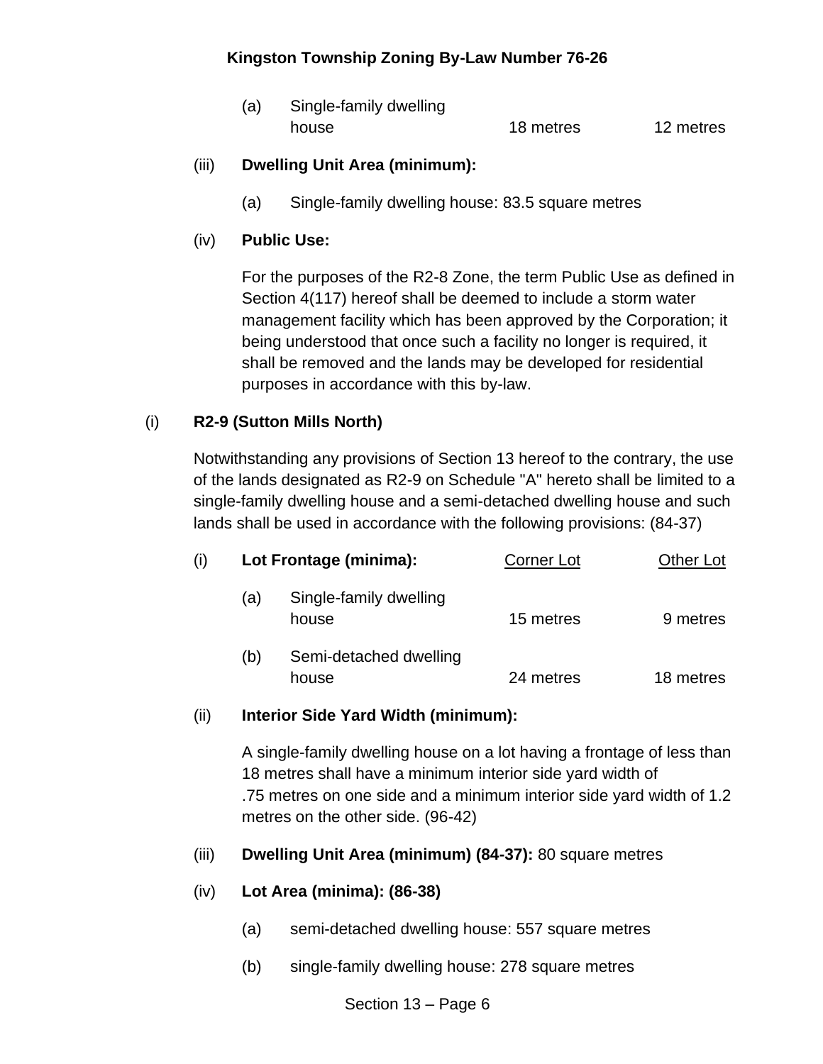| | | | |
|---|---|---|---|
| (a) | Single-family dwelling house | 18 metres | 12 metres |

(iii) **Dwelling Unit Area (minimum):**

(a) Single-family dwelling house: 83.5 square metres

(iv) **Public Use:**

For the purposes of the R2-8 Zone, the term Public Use as defined in Section 4(117) hereof shall be deemed to include a storm water management facility which has been approved by the Corporation; it being understood that once such a facility no longer is required, it shall be removed and the lands may be developed for residential purposes in accordance with this by-law.

(i) **R2-9 (Sutton Mills North)**

Notwithstanding any provisions of Section 13 hereof to the contrary, the use of the lands designated as R2-9 on Schedule "A" hereto shall be limited to a single-family dwelling house and a semi-detached dwelling house and such lands shall be used in accordance with the following provisions: (84-37)

| (i) | **Lot Frontage (minima):** | Corner Lot | Other Lot |
|---|---|---|---|
| (a) | Single-family dwelling house | 15 metres | 9 metres |
| (b) | Semi-detached dwelling house | 24 metres | 18 metres |

(ii) **Interior Side Yard Width (minimum):**

A single-family dwelling house on a lot having a frontage of less than 18 metres shall have a minimum interior side yard width of .75 metres on one side and a minimum interior side yard width of 1.2 metres on the other side. (96-42)

(iii) **Dwelling Unit Area (minimum) (84-37):** 80 square metres

(iv) **Lot Area (minima): (86-38)**

(a) semi-detached dwelling house: 557 square metres

(b) single-family dwelling house: 278 square metres